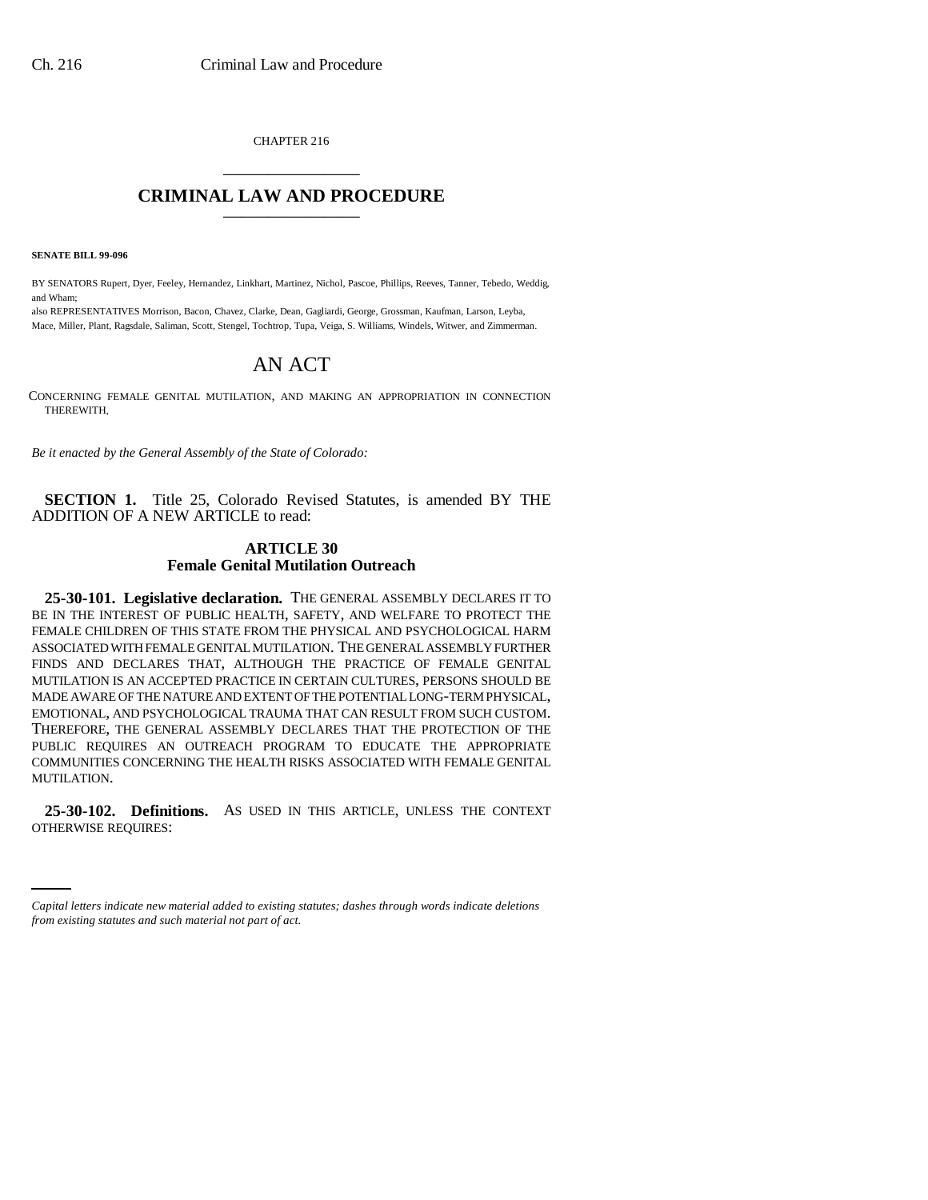CHAPTER 216

# CRIMINAL LAW AND PROCEDURE

**SENATE BILL 99-096**

BY SENATORS Rupert, Dyer, Feeley, Hernandez, Linkhart, Martinez, Nichol, Pascoe, Phillips, Reeves, Tanner, Tebedo, Weddig, and Wham;

also REPRESENTATIVES Morrison, Bacon, Chavez, Clarke, Dean, Gagliardi, George, Grossman, Kaufman, Larson, Leyba, Mace, Miller, Plant, Ragsdale, Saliman, Scott, Stengel, Tochtrop, Tupa, Veiga, S. Williams, Windels, Witwer, and Zimmerman.

# AN ACT

CONCERNING FEMALE GENITAL MUTILATION, AND MAKING AN APPROPRIATION IN CONNECTION THEREWITH.

*Be it enacted by the General Assembly of the State of Colorado:*

**SECTION 1.** Title 25, Colorado Revised Statutes, is amended BY THE ADDITION OF A NEW ARTICLE to read:

## ARTICLE 30
## Female Genital Mutilation Outreach

**25-30-101. Legislative declaration.** THE GENERAL ASSEMBLY DECLARES IT TO BE IN THE INTEREST OF PUBLIC HEALTH, SAFETY, AND WELFARE TO PROTECT THE FEMALE CHILDREN OF THIS STATE FROM THE PHYSICAL AND PSYCHOLOGICAL HARM ASSOCIATED WITH FEMALE GENITAL MUTILATION. THE GENERAL ASSEMBLY FURTHER FINDS AND DECLARES THAT, ALTHOUGH THE PRACTICE OF FEMALE GENITAL MUTILATION IS AN ACCEPTED PRACTICE IN CERTAIN CULTURES, PERSONS SHOULD BE MADE AWARE OF THE NATURE AND EXTENT OF THE POTENTIAL LONG-TERM PHYSICAL, EMOTIONAL, AND PSYCHOLOGICAL TRAUMA THAT CAN RESULT FROM SUCH CUSTOM. THEREFORE, THE GENERAL ASSEMBLY DECLARES THAT THE PROTECTION OF THE PUBLIC REQUIRES AN OUTREACH PROGRAM TO EDUCATE THE APPROPRIATE COMMUNITIES CONCERNING THE HEALTH RISKS ASSOCIATED WITH FEMALE GENITAL MUTILATION.

**25-30-102. Definitions.** AS USED IN THIS ARTICLE, UNLESS THE CONTEXT OTHERWISE REQUIRES:

*Capital letters indicate new material added to existing statutes; dashes through words indicate deletions from existing statutes and such material not part of act.*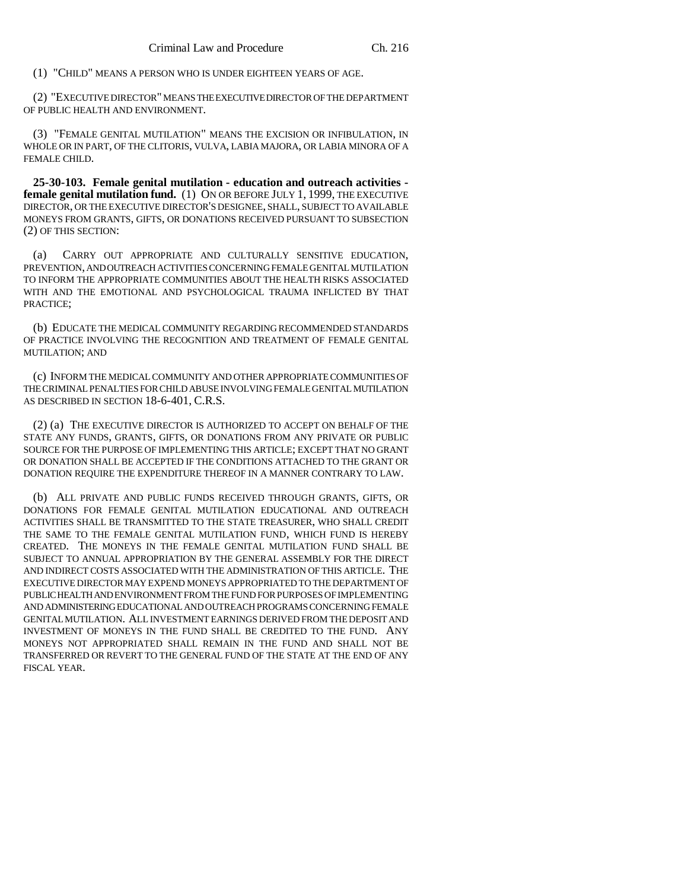(1) "CHILD" MEANS A PERSON WHO IS UNDER EIGHTEEN YEARS OF AGE.

(2) "EXECUTIVE DIRECTOR" MEANS THE EXECUTIVE DIRECTOR OF THE DEPARTMENT OF PUBLIC HEALTH AND ENVIRONMENT.

(3) "FEMALE GENITAL MUTILATION" MEANS THE EXCISION OR INFIBULATION, IN WHOLE OR IN PART, OF THE CLITORIS, VULVA, LABIA MAJORA, OR LABIA MINORA OF A FEMALE CHILD.

**25-30-103. Female genital mutilation - education and outreach activities - female genital mutilation fund.** (1) ON OR BEFORE JULY 1, 1999, THE EXECUTIVE DIRECTOR, OR THE EXECUTIVE DIRECTOR'S DESIGNEE, SHALL, SUBJECT TO AVAILABLE MONEYS FROM GRANTS, GIFTS, OR DONATIONS RECEIVED PURSUANT TO SUBSECTION (2) OF THIS SECTION:

(a) CARRY OUT APPROPRIATE AND CULTURALLY SENSITIVE EDUCATION, PREVENTION, AND OUTREACH ACTIVITIES CONCERNING FEMALE GENITAL MUTILATION TO INFORM THE APPROPRIATE COMMUNITIES ABOUT THE HEALTH RISKS ASSOCIATED WITH AND THE EMOTIONAL AND PSYCHOLOGICAL TRAUMA INFLICTED BY THAT PRACTICE;

(b) EDUCATE THE MEDICAL COMMUNITY REGARDING RECOMMENDED STANDARDS OF PRACTICE INVOLVING THE RECOGNITION AND TREATMENT OF FEMALE GENITAL MUTILATION; AND

(c) INFORM THE MEDICAL COMMUNITY AND OTHER APPROPRIATE COMMUNITIES OF THE CRIMINAL PENALTIES FOR CHILD ABUSE INVOLVING FEMALE GENITAL MUTILATION AS DESCRIBED IN SECTION 18-6-401, C.R.S.

(2) (a) THE EXECUTIVE DIRECTOR IS AUTHORIZED TO ACCEPT ON BEHALF OF THE STATE ANY FUNDS, GRANTS, GIFTS, OR DONATIONS FROM ANY PRIVATE OR PUBLIC SOURCE FOR THE PURPOSE OF IMPLEMENTING THIS ARTICLE; EXCEPT THAT NO GRANT OR DONATION SHALL BE ACCEPTED IF THE CONDITIONS ATTACHED TO THE GRANT OR DONATION REQUIRE THE EXPENDITURE THEREOF IN A MANNER CONTRARY TO LAW.

(b) ALL PRIVATE AND PUBLIC FUNDS RECEIVED THROUGH GRANTS, GIFTS, OR DONATIONS FOR FEMALE GENITAL MUTILATION EDUCATIONAL AND OUTREACH ACTIVITIES SHALL BE TRANSMITTED TO THE STATE TREASURER, WHO SHALL CREDIT THE SAME TO THE FEMALE GENITAL MUTILATION FUND, WHICH FUND IS HEREBY CREATED. THE MONEYS IN THE FEMALE GENITAL MUTILATION FUND SHALL BE SUBJECT TO ANNUAL APPROPRIATION BY THE GENERAL ASSEMBLY FOR THE DIRECT AND INDIRECT COSTS ASSOCIATED WITH THE ADMINISTRATION OF THIS ARTICLE. THE EXECUTIVE DIRECTOR MAY EXPEND MONEYS APPROPRIATED TO THE DEPARTMENT OF PUBLIC HEALTH AND ENVIRONMENT FROM THE FUND FOR PURPOSES OF IMPLEMENTING AND ADMINISTERING EDUCATIONAL AND OUTREACH PROGRAMS CONCERNING FEMALE GENITAL MUTILATION. ALL INVESTMENT EARNINGS DERIVED FROM THE DEPOSIT AND INVESTMENT OF MONEYS IN THE FUND SHALL BE CREDITED TO THE FUND. ANY MONEYS NOT APPROPRIATED SHALL REMAIN IN THE FUND AND SHALL NOT BE TRANSFERRED OR REVERT TO THE GENERAL FUND OF THE STATE AT THE END OF ANY FISCAL YEAR.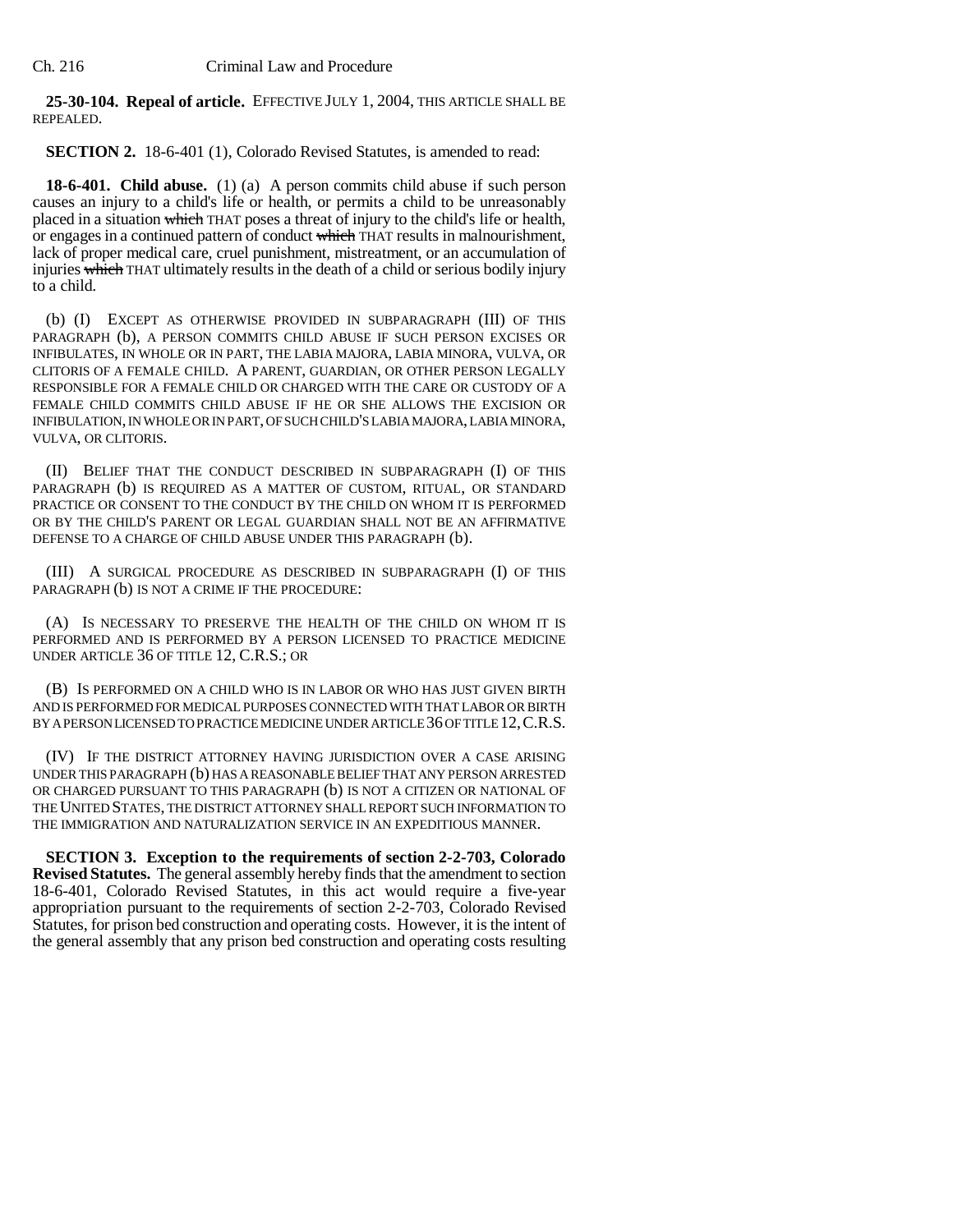**25-30-104. Repeal of article.** EFFECTIVE JULY 1, 2004, THIS ARTICLE SHALL BE REPEALED.

**SECTION 2.** 18-6-401 (1), Colorado Revised Statutes, is amended to read:

**18-6-401. Child abuse.** (1) (a) A person commits child abuse if such person causes an injury to a child's life or health, or permits a child to be unreasonably placed in a situation ~~which~~ THAT poses a threat of injury to the child's life or health, or engages in a continued pattern of conduct ~~which~~ THAT results in malnourishment, lack of proper medical care, cruel punishment, mistreatment, or an accumulation of injuries ~~which~~ THAT ultimately results in the death of a child or serious bodily injury to a child.

(b) (I) EXCEPT AS OTHERWISE PROVIDED IN SUBPARAGRAPH (III) OF THIS PARAGRAPH (b), A PERSON COMMITS CHILD ABUSE IF SUCH PERSON EXCISES OR INFIBULATES, IN WHOLE OR IN PART, THE LABIA MAJORA, LABIA MINORA, VULVA, OR CLITORIS OF A FEMALE CHILD. A PARENT, GUARDIAN, OR OTHER PERSON LEGALLY RESPONSIBLE FOR A FEMALE CHILD OR CHARGED WITH THE CARE OR CUSTODY OF A FEMALE CHILD COMMITS CHILD ABUSE IF HE OR SHE ALLOWS THE EXCISION OR INFIBULATION, IN WHOLE OR IN PART, OF SUCH CHILD'S LABIA MAJORA, LABIA MINORA, VULVA, OR CLITORIS.

(II) BELIEF THAT THE CONDUCT DESCRIBED IN SUBPARAGRAPH (I) OF THIS PARAGRAPH (b) IS REQUIRED AS A MATTER OF CUSTOM, RITUAL, OR STANDARD PRACTICE OR CONSENT TO THE CONDUCT BY THE CHILD ON WHOM IT IS PERFORMED OR BY THE CHILD'S PARENT OR LEGAL GUARDIAN SHALL NOT BE AN AFFIRMATIVE DEFENSE TO A CHARGE OF CHILD ABUSE UNDER THIS PARAGRAPH (b).

(III) A SURGICAL PROCEDURE AS DESCRIBED IN SUBPARAGRAPH (I) OF THIS PARAGRAPH (b) IS NOT A CRIME IF THE PROCEDURE:

(A) IS NECESSARY TO PRESERVE THE HEALTH OF THE CHILD ON WHOM IT IS PERFORMED AND IS PERFORMED BY A PERSON LICENSED TO PRACTICE MEDICINE UNDER ARTICLE 36 OF TITLE 12, C.R.S.; OR

(B) IS PERFORMED ON A CHILD WHO IS IN LABOR OR WHO HAS JUST GIVEN BIRTH AND IS PERFORMED FOR MEDICAL PURPOSES CONNECTED WITH THAT LABOR OR BIRTH BY A PERSON LICENSED TO PRACTICE MEDICINE UNDER ARTICLE 36 OF TITLE 12, C.R.S.

(IV) IF THE DISTRICT ATTORNEY HAVING JURISDICTION OVER A CASE ARISING UNDER THIS PARAGRAPH (b) HAS A REASONABLE BELIEF THAT ANY PERSON ARRESTED OR CHARGED PURSUANT TO THIS PARAGRAPH (b) IS NOT A CITIZEN OR NATIONAL OF THE UNITED STATES, THE DISTRICT ATTORNEY SHALL REPORT SUCH INFORMATION TO THE IMMIGRATION AND NATURALIZATION SERVICE IN AN EXPEDITIOUS MANNER.

**SECTION 3. Exception to the requirements of section 2-2-703, Colorado Revised Statutes.** The general assembly hereby finds that the amendment to section 18-6-401, Colorado Revised Statutes, in this act would require a five-year appropriation pursuant to the requirements of section 2-2-703, Colorado Revised Statutes, for prison bed construction and operating costs. However, it is the intent of the general assembly that any prison bed construction and operating costs resulting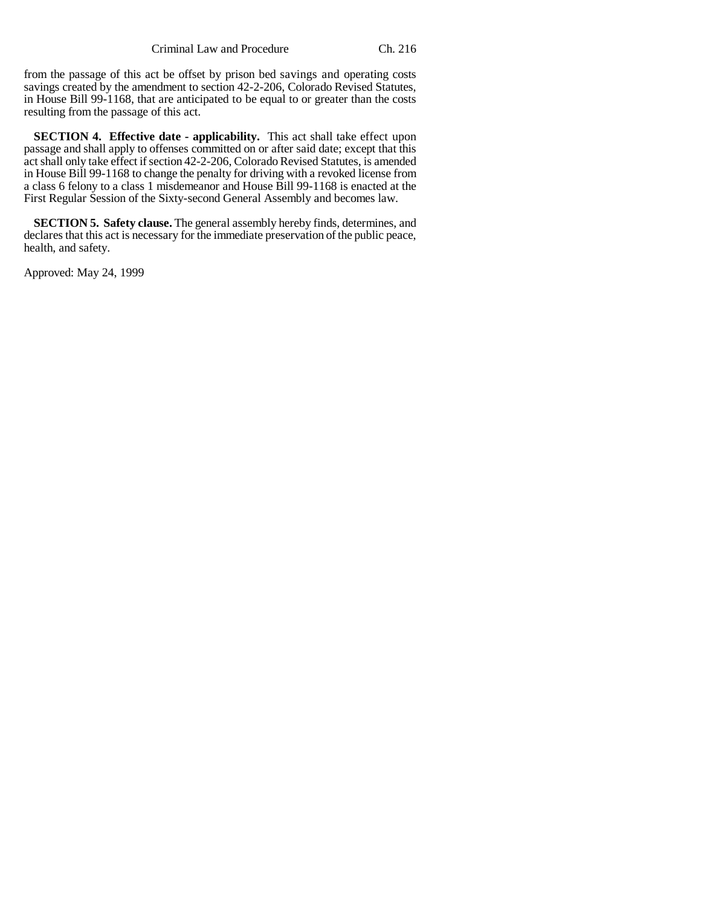from the passage of this act be offset by prison bed savings and operating costs savings created by the amendment to section 42-2-206, Colorado Revised Statutes, in House Bill 99-1168, that are anticipated to be equal to or greater than the costs resulting from the passage of this act.

**SECTION 4. Effective date - applicability.** This act shall take effect upon passage and shall apply to offenses committed on or after said date; except that this act shall only take effect if section 42-2-206, Colorado Revised Statutes, is amended in House Bill 99-1168 to change the penalty for driving with a revoked license from a class 6 felony to a class 1 misdemeanor and House Bill 99-1168 is enacted at the First Regular Session of the Sixty-second General Assembly and becomes law.

**SECTION 5. Safety clause.** The general assembly hereby finds, determines, and declares that this act is necessary for the immediate preservation of the public peace, health, and safety.

Approved: May 24, 1999